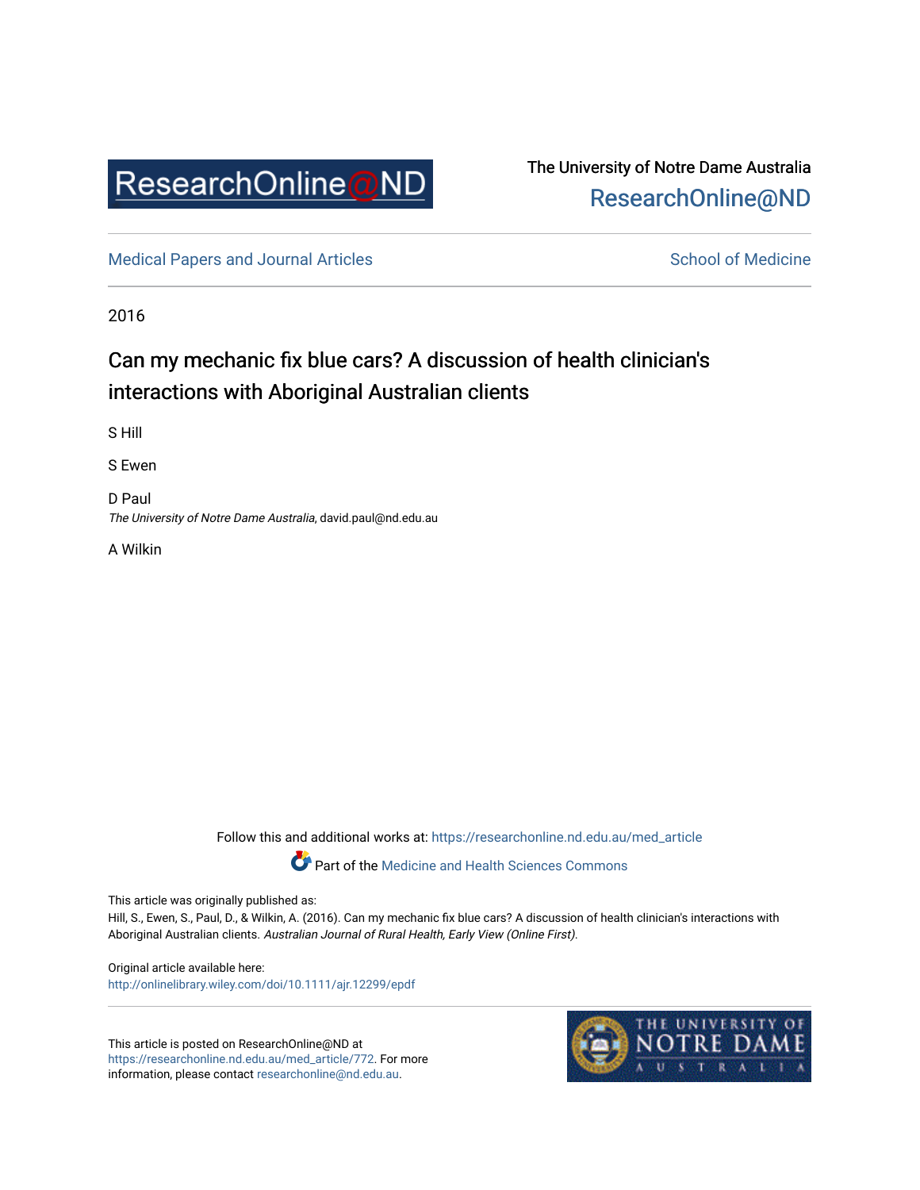ResearchOnline@ND

The University of Notre Dame Australia
ResearchOnline@ND

Medical Papers and Journal Articles | School of Medicine

2016

# Can my mechanic fix blue cars? A discussion of health clinician's interactions with Aboriginal Australian clients

S Hill

S Ewen

D Paul
*The University of Notre Dame Australia*, david.paul@nd.edu.au

A Wilkin

Follow this and additional works at: https://researchonline.nd.edu.au/med_article

Part of the Medicine and Health Sciences Commons

This article was originally published as:
Hill, S., Ewen, S., Paul, D., & Wilkin, A. (2016). Can my mechanic fix blue cars? A discussion of health clinician's interactions with Aboriginal Australian clients. *Australian Journal of Rural Health, Early View (Online First).*

Original article available here:
http://onlinelibrary.wiley.com/doi/10.1111/ajr.12299/epdf

This article is posted on ResearchOnline@ND at https://researchonline.nd.edu.au/med_article/772. For more information, please contact researchonline@nd.edu.au.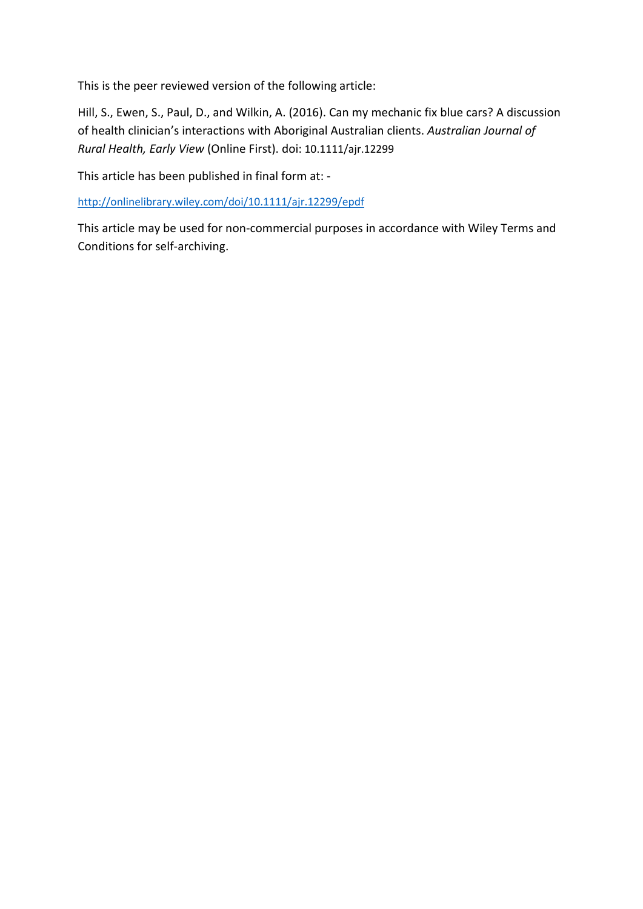This is the peer reviewed version of the following article:

Hill, S., Ewen, S., Paul, D., and Wilkin, A. (2016). Can my mechanic fix blue cars? A discussion of health clinician's interactions with Aboriginal Australian clients. *Australian Journal of Rural Health, Early View* (Online First). doi: 10.1111/ajr.12299

This article has been published in final form at: -

http://onlinelibrary.wiley.com/doi/10.1111/ajr.12299/epdf

This article may be used for non-commercial purposes in accordance with Wiley Terms and Conditions for self-archiving.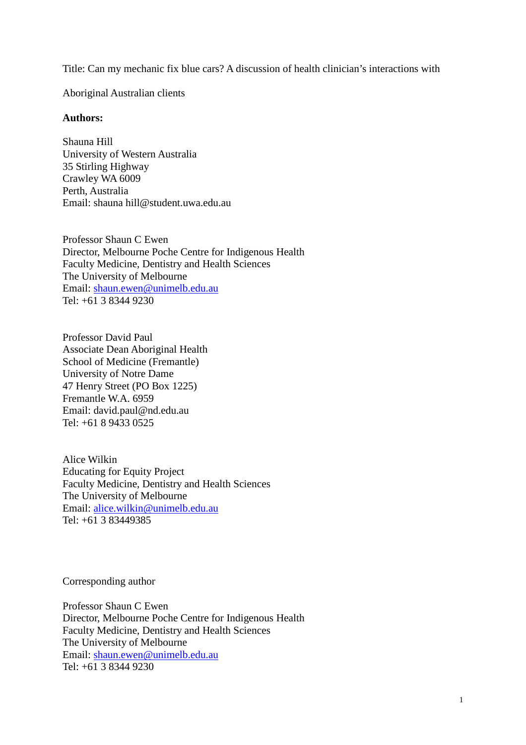Title: Can my mechanic fix blue cars? A discussion of health clinician's interactions with Aboriginal Australian clients

**Authors:**

Shauna Hill
University of Western Australia
35 Stirling Highway
Crawley WA 6009
Perth, Australia
Email: shauna hill@student.uwa.edu.au

Professor Shaun C Ewen
Director, Melbourne Poche Centre for Indigenous Health
Faculty Medicine, Dentistry and Health Sciences
The University of Melbourne
Email: shaun.ewen@unimelb.edu.au
Tel: +61 3 8344 9230

Professor David Paul
Associate Dean Aboriginal Health
School of Medicine (Fremantle)
University of Notre Dame
47 Henry Street (PO Box 1225)
Fremantle W.A. 6959
Email: david.paul@nd.edu.au
Tel: +61 8 9433 0525

Alice Wilkin
Educating for Equity Project
Faculty Medicine, Dentistry and Health Sciences
The University of Melbourne
Email: alice.wilkin@unimelb.edu.au
Tel: +61 3 83449385

Corresponding author

Professor Shaun C Ewen
Director, Melbourne Poche Centre for Indigenous Health
Faculty Medicine, Dentistry and Health Sciences
The University of Melbourne
Email: shaun.ewen@unimelb.edu.au
Tel: +61 3 8344 9230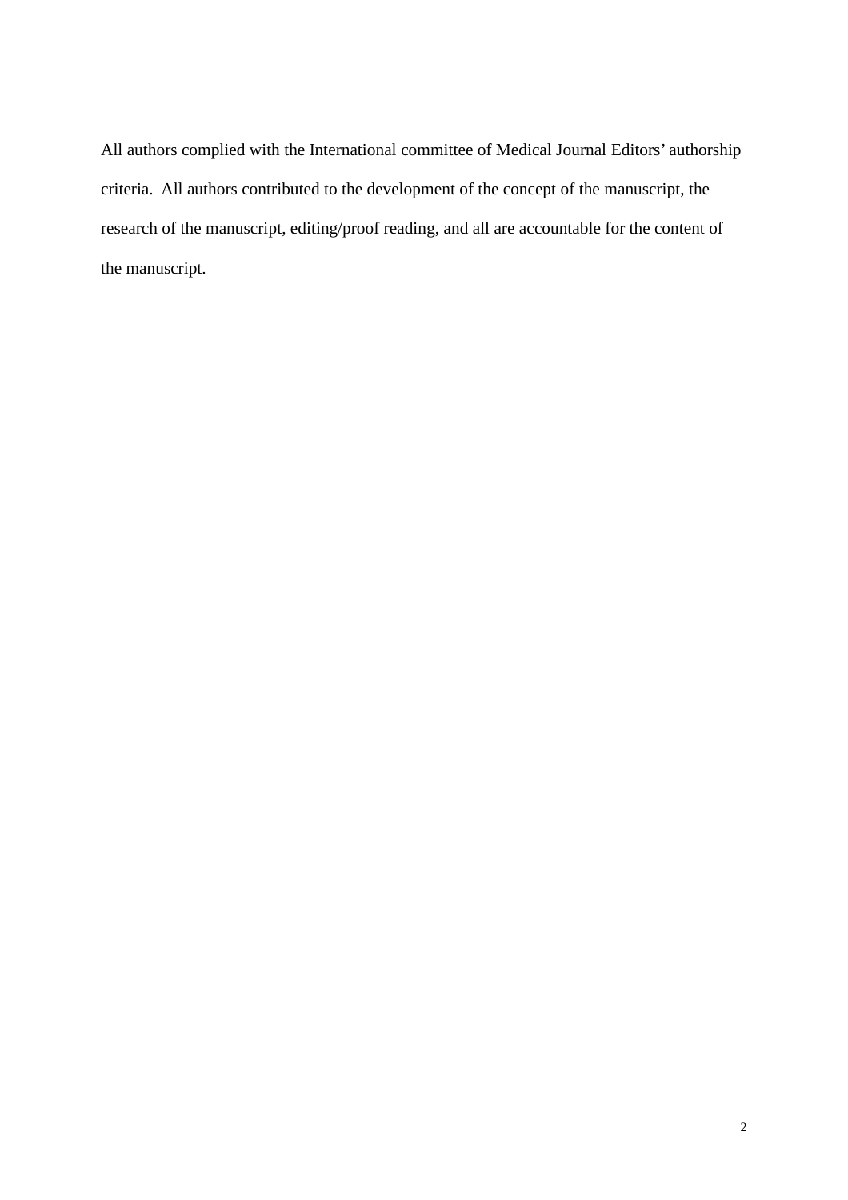All authors complied with the International committee of Medical Journal Editors' authorship criteria. All authors contributed to the development of the concept of the manuscript, the research of the manuscript, editing/proof reading, and all are accountable for the content of the manuscript.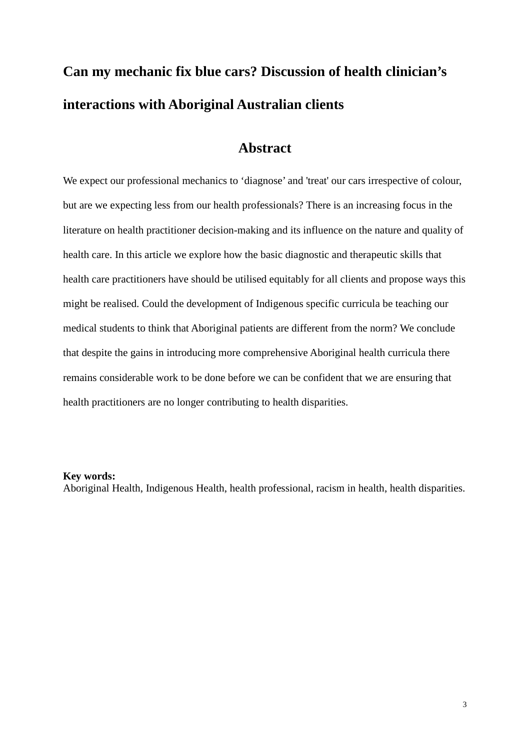# Can my mechanic fix blue cars? Discussion of health clinician's interactions with Aboriginal Australian clients

## Abstract

We expect our professional mechanics to 'diagnose' and 'treat' our cars irrespective of colour, but are we expecting less from our health professionals? There is an increasing focus in the literature on health practitioner decision-making and its influence on the nature and quality of health care. In this article we explore how the basic diagnostic and therapeutic skills that health care practitioners have should be utilised equitably for all clients and propose ways this might be realised. Could the development of Indigenous specific curricula be teaching our medical students to think that Aboriginal patients are different from the norm? We conclude that despite the gains in introducing more comprehensive Aboriginal health curricula there remains considerable work to be done before we can be confident that we are ensuring that health practitioners are no longer contributing to health disparities.

**Key words:**
Aboriginal Health, Indigenous Health, health professional, racism in health, health disparities.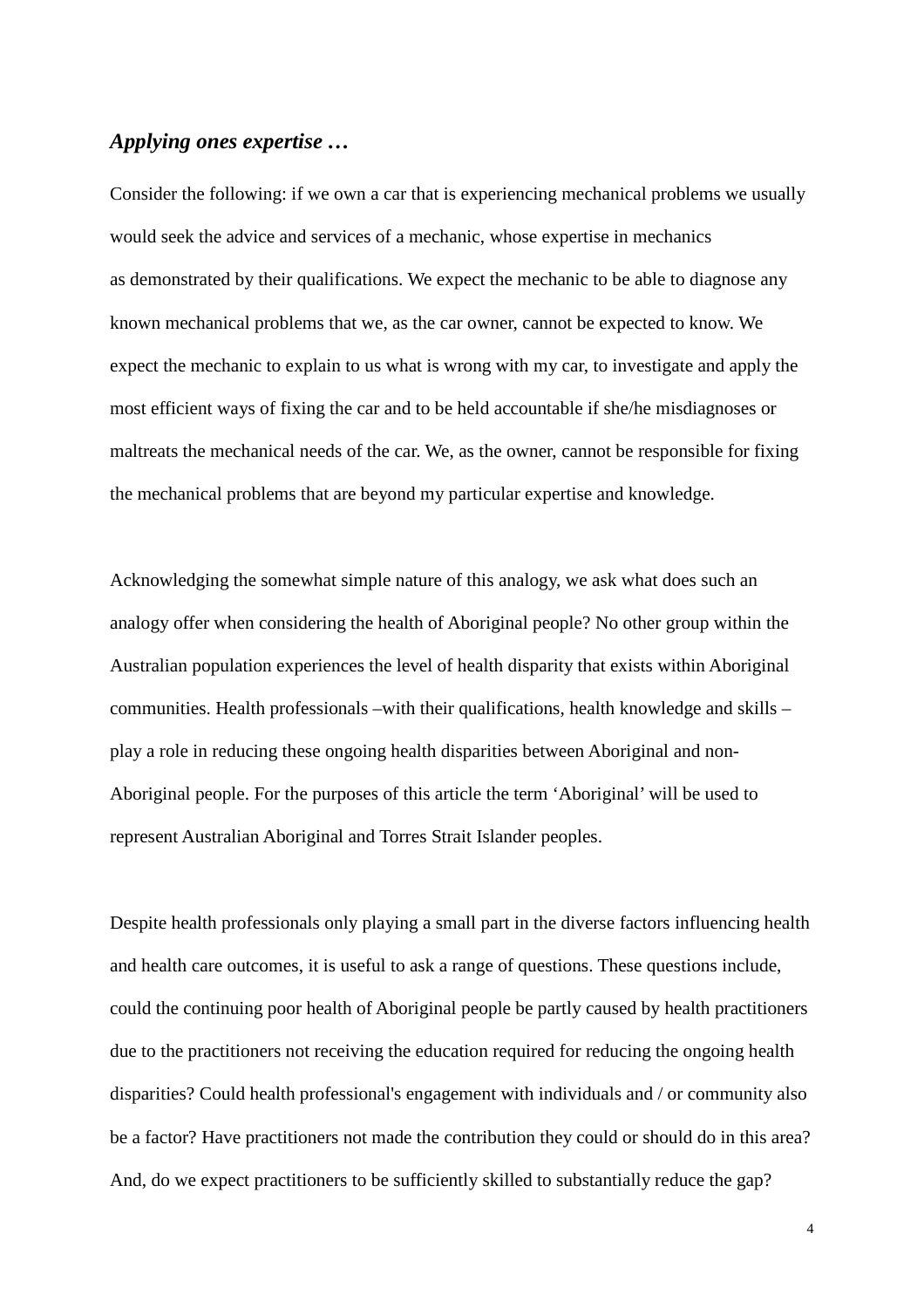### *Applying ones expertise …*

Consider the following: if we own a car that is experiencing mechanical problems we usually would seek the advice and services of a mechanic, whose expertise in mechanics as demonstrated by their qualifications. We expect the mechanic to be able to diagnose any known mechanical problems that we, as the car owner, cannot be expected to know. We expect the mechanic to explain to us what is wrong with my car, to investigate and apply the most efficient ways of fixing the car and to be held accountable if she/he misdiagnoses or maltreats the mechanical needs of the car. We, as the owner, cannot be responsible for fixing the mechanical problems that are beyond my particular expertise and knowledge.

Acknowledging the somewhat simple nature of this analogy, we ask what does such an analogy offer when considering the health of Aboriginal people? No other group within the Australian population experiences the level of health disparity that exists within Aboriginal communities. Health professionals –with their qualifications, health knowledge and skills – play a role in reducing these ongoing health disparities between Aboriginal and non-Aboriginal people. For the purposes of this article the term 'Aboriginal' will be used to represent Australian Aboriginal and Torres Strait Islander peoples.

Despite health professionals only playing a small part in the diverse factors influencing health and health care outcomes, it is useful to ask a range of questions. These questions include, could the continuing poor health of Aboriginal people be partly caused by health practitioners due to the practitioners not receiving the education required for reducing the ongoing health disparities? Could health professional's engagement with individuals and / or community also be a factor? Have practitioners not made the contribution they could or should do in this area? And, do we expect practitioners to be sufficiently skilled to substantially reduce the gap?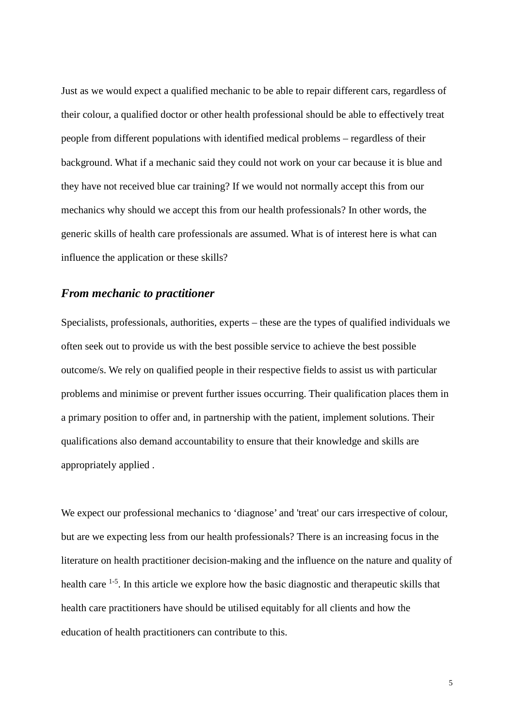Just as we would expect a qualified mechanic to be able to repair different cars, regardless of their colour, a qualified doctor or other health professional should be able to effectively treat people from different populations with identified medical problems – regardless of their background. What if a mechanic said they could not work on your car because it is blue and they have not received blue car training? If we would not normally accept this from our mechanics why should we accept this from our health professionals? In other words, the generic skills of health care professionals are assumed. What is of interest here is what can influence the application or these skills?

### *From mechanic to practitioner*

Specialists, professionals, authorities, experts – these are the types of qualified individuals we often seek out to provide us with the best possible service to achieve the best possible outcome/s. We rely on qualified people in their respective fields to assist us with particular problems and minimise or prevent further issues occurring. Their qualification places them in a primary position to offer and, in partnership with the patient, implement solutions. Their qualifications also demand accountability to ensure that their knowledge and skills are appropriately applied .

We expect our professional mechanics to 'diagnose' and 'treat' our cars irrespective of colour, but are we expecting less from our health professionals? There is an increasing focus in the literature on health practitioner decision-making and the influence on the nature and quality of health care [1-5]. In this article we explore how the basic diagnostic and therapeutic skills that health care practitioners have should be utilised equitably for all clients and how the education of health practitioners can contribute to this.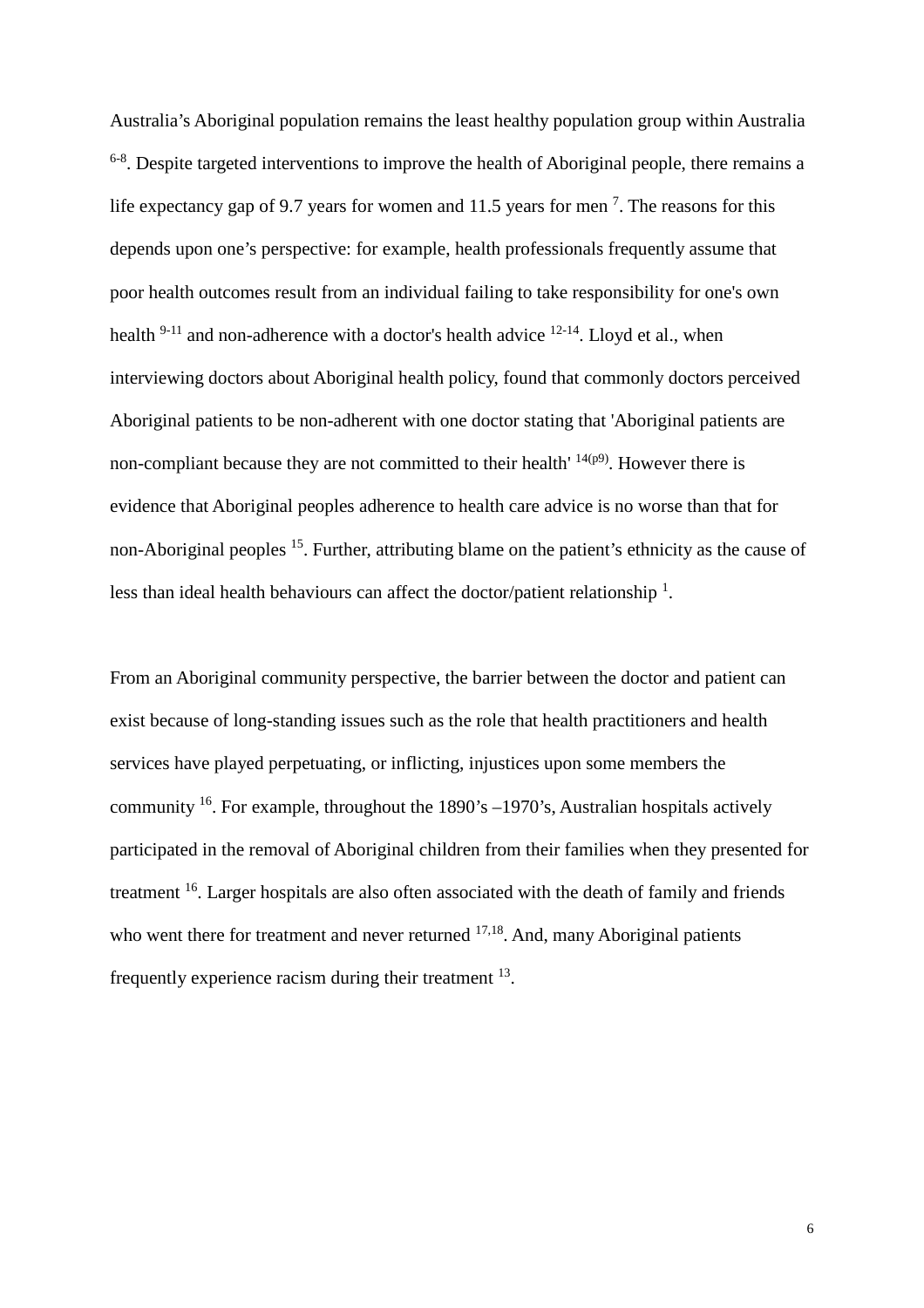Australia's Aboriginal population remains the least healthy population group within Australia [6-8]. Despite targeted interventions to improve the health of Aboriginal people, there remains a life expectancy gap of 9.7 years for women and 11.5 years for men [7]. The reasons for this depends upon one's perspective: for example, health professionals frequently assume that poor health outcomes result from an individual failing to take responsibility for one's own health [9-11] and non-adherence with a doctor's health advice [12-14]. Lloyd et al., when interviewing doctors about Aboriginal health policy, found that commonly doctors perceived Aboriginal patients to be non-adherent with one doctor stating that 'Aboriginal patients are non-compliant because they are not committed to their health' [14(p9)]. However there is evidence that Aboriginal peoples adherence to health care advice is no worse than that for non-Aboriginal peoples [15]. Further, attributing blame on the patient's ethnicity as the cause of less than ideal health behaviours can affect the doctor/patient relationship [1].

From an Aboriginal community perspective, the barrier between the doctor and patient can exist because of long-standing issues such as the role that health practitioners and health services have played perpetuating, or inflicting, injustices upon some members the community [16]. For example, throughout the 1890's –1970's, Australian hospitals actively participated in the removal of Aboriginal children from their families when they presented for treatment [16]. Larger hospitals are also often associated with the death of family and friends who went there for treatment and never returned [17,18]. And, many Aboriginal patients frequently experience racism during their treatment [13].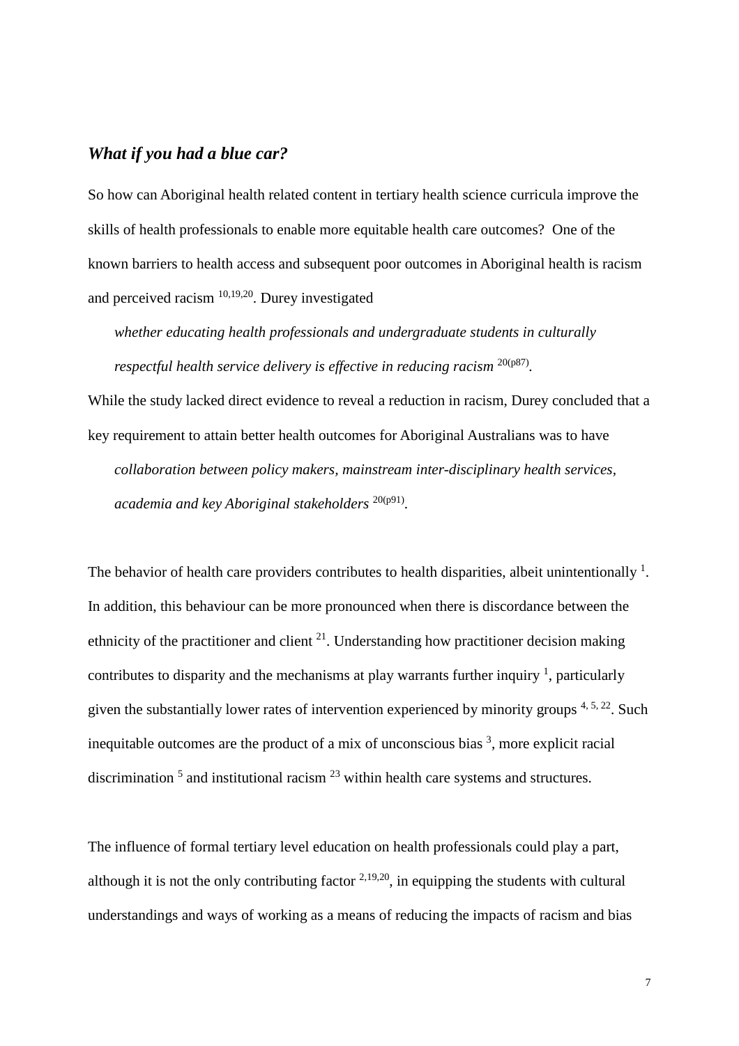### *What if you had a blue car?*

So how can Aboriginal health related content in tertiary health science curricula improve the skills of health professionals to enable more equitable health care outcomes? One of the known barriers to health access and subsequent poor outcomes in Aboriginal health is racism and perceived racism [10,19,20]. Durey investigated

> *whether educating health professionals and undergraduate students in culturally respectful health service delivery is effective in reducing racism* [20(p87)].

While the study lacked direct evidence to reveal a reduction in racism, Durey concluded that a key requirement to attain better health outcomes for Aboriginal Australians was to have

> *collaboration between policy makers, mainstream inter-disciplinary health services, academia and key Aboriginal stakeholders* [20(p91)].

The behavior of health care providers contributes to health disparities, albeit unintentionally [1]. In addition, this behaviour can be more pronounced when there is discordance between the ethnicity of the practitioner and client [21]. Understanding how practitioner decision making contributes to disparity and the mechanisms at play warrants further inquiry [1], particularly given the substantially lower rates of intervention experienced by minority groups [4, 5, 22]. Such inequitable outcomes are the product of a mix of unconscious bias [3], more explicit racial discrimination [5] and institutional racism [23] within health care systems and structures.

The influence of formal tertiary level education on health professionals could play a part, although it is not the only contributing factor [2,19,20], in equipping the students with cultural understandings and ways of working as a means of reducing the impacts of racism and bias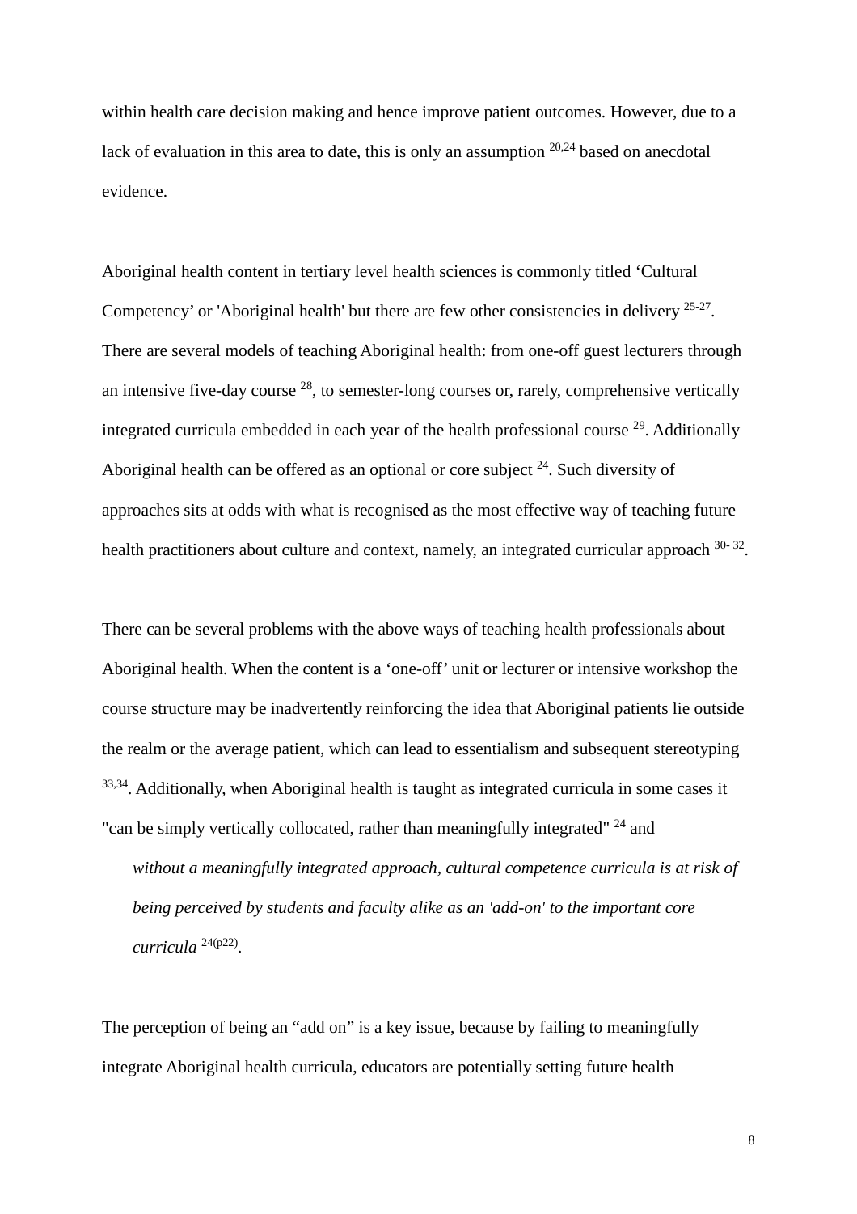within health care decision making and hence improve patient outcomes. However, due to a lack of evaluation in this area to date, this is only an assumption [20,24] based on anecdotal evidence.

Aboriginal health content in tertiary level health sciences is commonly titled 'Cultural Competency' or 'Aboriginal health' but there are few other consistencies in delivery [25-27]. There are several models of teaching Aboriginal health: from one-off guest lecturers through an intensive five-day course [28], to semester-long courses or, rarely, comprehensive vertically integrated curricula embedded in each year of the health professional course [29]. Additionally Aboriginal health can be offered as an optional or core subject [24]. Such diversity of approaches sits at odds with what is recognised as the most effective way of teaching future health practitioners about culture and context, namely, an integrated curricular approach [30- 32].

There can be several problems with the above ways of teaching health professionals about Aboriginal health. When the content is a 'one-off' unit or lecturer or intensive workshop the course structure may be inadvertently reinforcing the idea that Aboriginal patients lie outside the realm or the average patient, which can lead to essentialism and subsequent stereotyping [33,34]. Additionally, when Aboriginal health is taught as integrated curricula in some cases it "can be simply vertically collocated, rather than meaningfully integrated" [24] and

> *without a meaningfully integrated approach, cultural competence curricula is at risk of being perceived by students and faculty alike as an 'add-on' to the important core curricula* [24(p22)].

The perception of being an "add on" is a key issue, because by failing to meaningfully integrate Aboriginal health curricula, educators are potentially setting future health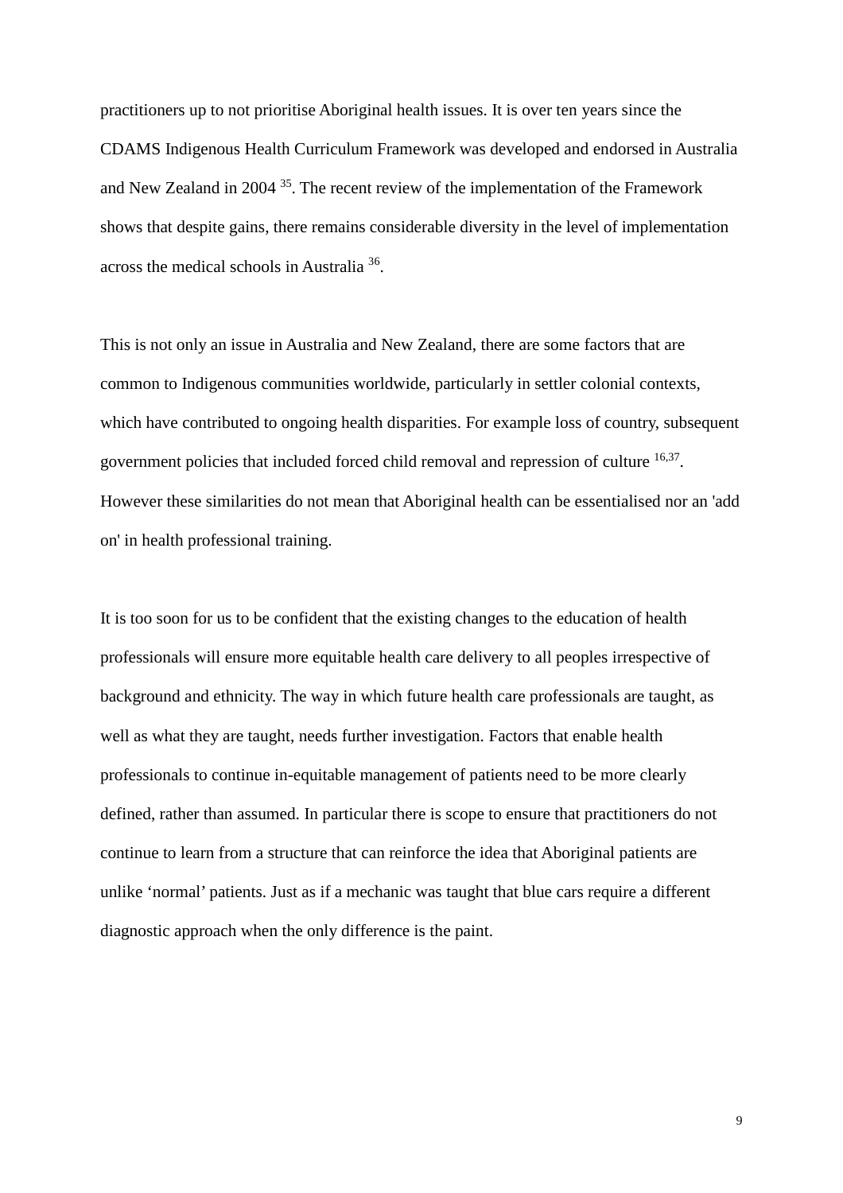practitioners up to not prioritise Aboriginal health issues. It is over ten years since the CDAMS Indigenous Health Curriculum Framework was developed and endorsed in Australia and New Zealand in 2004 [35]. The recent review of the implementation of the Framework shows that despite gains, there remains considerable diversity in the level of implementation across the medical schools in Australia [36].

This is not only an issue in Australia and New Zealand, there are some factors that are common to Indigenous communities worldwide, particularly in settler colonial contexts, which have contributed to ongoing health disparities. For example loss of country, subsequent government policies that included forced child removal and repression of culture [16,37]. However these similarities do not mean that Aboriginal health can be essentialised nor an 'add on' in health professional training.

It is too soon for us to be confident that the existing changes to the education of health professionals will ensure more equitable health care delivery to all peoples irrespective of background and ethnicity. The way in which future health care professionals are taught, as well as what they are taught, needs further investigation. Factors that enable health professionals to continue in-equitable management of patients need to be more clearly defined, rather than assumed. In particular there is scope to ensure that practitioners do not continue to learn from a structure that can reinforce the idea that Aboriginal patients are unlike ‘normal’ patients. Just as if a mechanic was taught that blue cars require a different diagnostic approach when the only difference is the paint.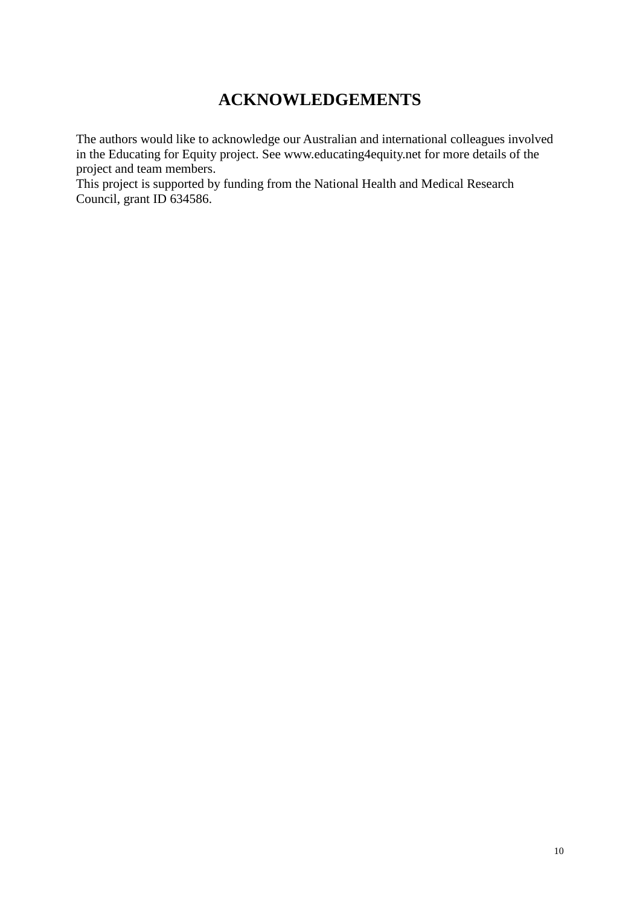# ACKNOWLEDGEMENTS

The authors would like to acknowledge our Australian and international colleagues involved in the Educating for Equity project. See www.educating4equity.net for more details of the project and team members.

This project is supported by funding from the National Health and Medical Research Council, grant ID 634586.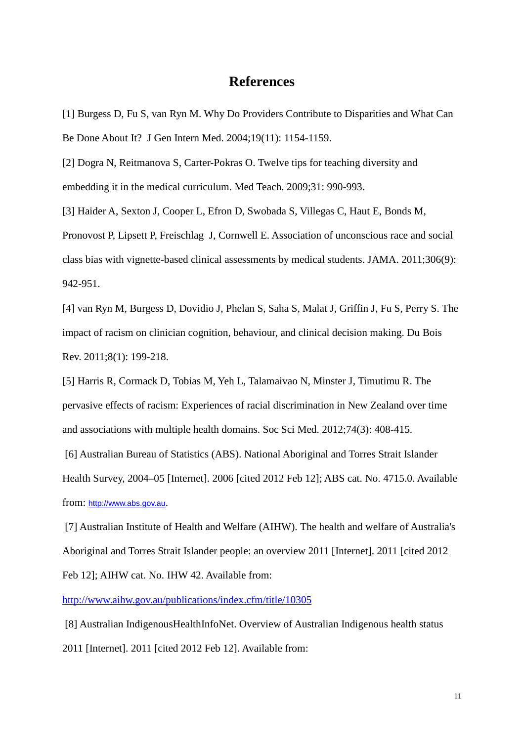# References

[1] Burgess D, Fu S, van Ryn M. Why Do Providers Contribute to Disparities and What Can Be Done About It? J Gen Intern Med. 2004;19(11): 1154-1159.

[2] Dogra N, Reitmanova S, Carter-Pokras O. Twelve tips for teaching diversity and embedding it in the medical curriculum. Med Teach. 2009;31: 990-993.

[3] Haider A, Sexton J, Cooper L, Efron D, Swobada S, Villegas C, Haut E, Bonds M, Pronovost P, Lipsett P, Freischlag J, Cornwell E. Association of unconscious race and social class bias with vignette-based clinical assessments by medical students. JAMA. 2011;306(9): 942-951.

[4] van Ryn M, Burgess D, Dovidio J, Phelan S, Saha S, Malat J, Griffin J, Fu S, Perry S. The impact of racism on clinician cognition, behaviour, and clinical decision making. Du Bois Rev. 2011;8(1): 199-218.

[5] Harris R, Cormack D, Tobias M, Yeh L, Talamaivao N, Minster J, Timutimu R. The pervasive effects of racism: Experiences of racial discrimination in New Zealand over time and associations with multiple health domains. Soc Sci Med. 2012;74(3): 408-415.

[6] Australian Bureau of Statistics (ABS). National Aboriginal and Torres Strait Islander Health Survey, 2004–05 [Internet]. 2006 [cited 2012 Feb 12]; ABS cat. No. 4715.0. Available from: http://www.abs.gov.au.

[7] Australian Institute of Health and Welfare (AIHW). The health and welfare of Australia's Aboriginal and Torres Strait Islander people: an overview 2011 [Internet]. 2011 [cited 2012 Feb 12]; AIHW cat. No. IHW 42. Available from: http://www.aihw.gov.au/publications/index.cfm/title/10305

[8] Australian IndigenousHealthInfoNet. Overview of Australian Indigenous health status 2011 [Internet]. 2011 [cited 2012 Feb 12]. Available from: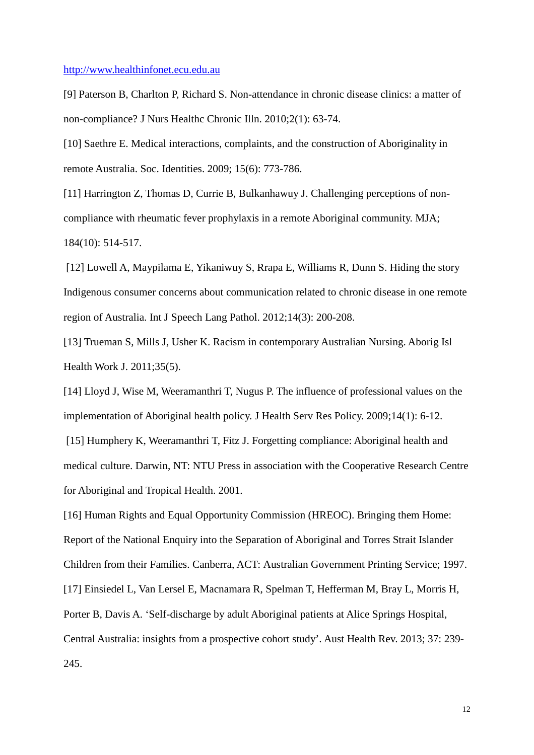http://www.healthinfonet.ecu.edu.au

[9] Paterson B, Charlton P, Richard S. Non-attendance in chronic disease clinics: a matter of non-compliance? J Nurs Healthc Chronic Illn. 2010;2(1): 63-74.

[10] Saethre E. Medical interactions, complaints, and the construction of Aboriginality in remote Australia. Soc. Identities. 2009; 15(6): 773-786.

[11] Harrington Z, Thomas D, Currie B, Bulkanhawuy J. Challenging perceptions of non-compliance with rheumatic fever prophylaxis in a remote Aboriginal community. MJA; 184(10): 514-517.

[12] Lowell A, Maypilama E, Yikaniwuy S, Rrapa E, Williams R, Dunn S. Hiding the story Indigenous consumer concerns about communication related to chronic disease in one remote region of Australia. Int J Speech Lang Pathol. 2012;14(3): 200-208.

[13] Trueman S, Mills J, Usher K. Racism in contemporary Australian Nursing. Aborig Isl Health Work J. 2011;35(5).

[14] Lloyd J, Wise M, Weeramanthri T, Nugus P. The influence of professional values on the implementation of Aboriginal health policy. J Health Serv Res Policy. 2009;14(1): 6-12.

[15] Humphery K, Weeramanthri T, Fitz J. Forgetting compliance: Aboriginal health and medical culture. Darwin, NT: NTU Press in association with the Cooperative Research Centre for Aboriginal and Tropical Health. 2001.

[16] Human Rights and Equal Opportunity Commission (HREOC). Bringing them Home: Report of the National Enquiry into the Separation of Aboriginal and Torres Strait Islander Children from their Families. Canberra, ACT: Australian Government Printing Service; 1997.

[17] Einsiedel L, Van Lersel E, Macnamara R, Spelman T, Hefferman M, Bray L, Morris H, Porter B, Davis A. 'Self-discharge by adult Aboriginal patients at Alice Springs Hospital, Central Australia: insights from a prospective cohort study'. Aust Health Rev. 2013; 37: 239-245.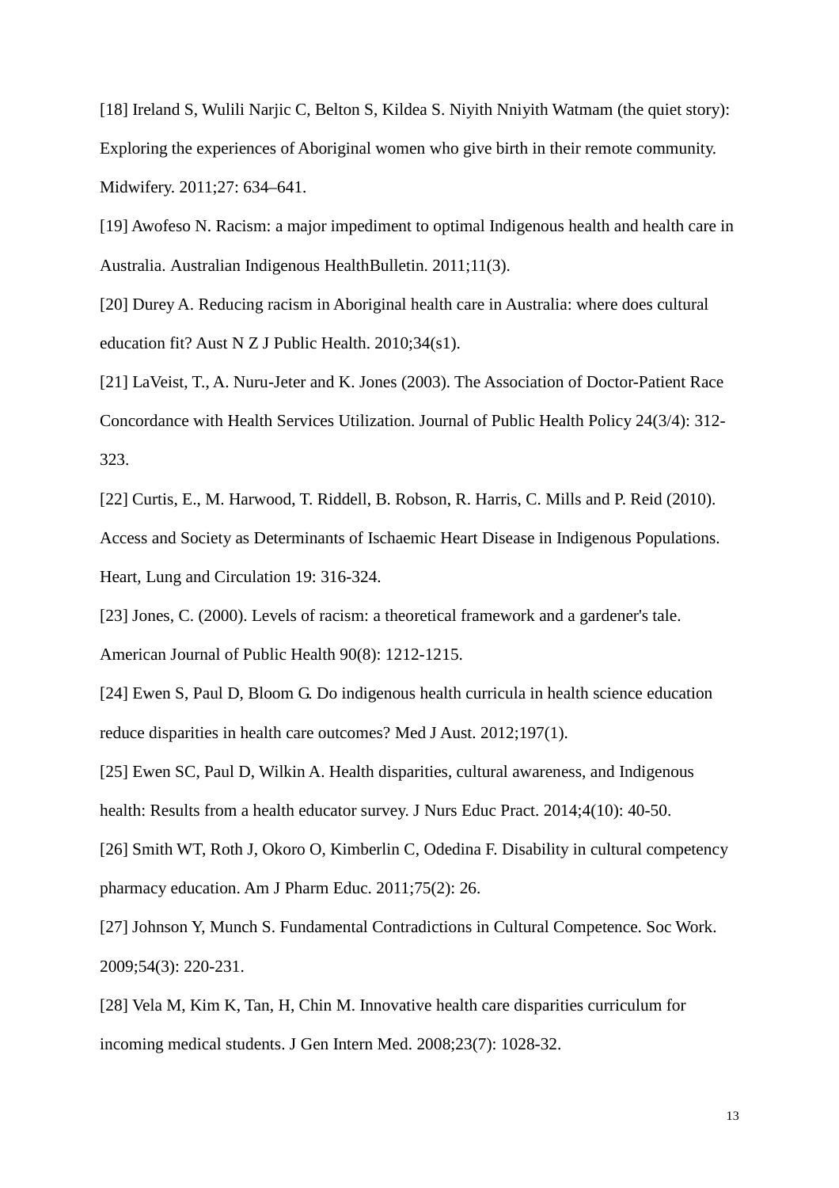[18] Ireland S, Wulili Narjic C, Belton S, Kildea S. Niyith Nniyith Watmam (the quiet story): Exploring the experiences of Aboriginal women who give birth in their remote community. Midwifery. 2011;27: 634–641.

[19] Awofeso N. Racism: a major impediment to optimal Indigenous health and health care in Australia. Australian Indigenous HealthBulletin. 2011;11(3).

[20] Durey A. Reducing racism in Aboriginal health care in Australia: where does cultural education fit? Aust N Z J Public Health. 2010;34(s1).

[21] LaVeist, T., A. Nuru-Jeter and K. Jones (2003). The Association of Doctor-Patient Race Concordance with Health Services Utilization. Journal of Public Health Policy 24(3/4): 312-323.

[22] Curtis, E., M. Harwood, T. Riddell, B. Robson, R. Harris, C. Mills and P. Reid (2010). Access and Society as Determinants of Ischaemic Heart Disease in Indigenous Populations. Heart, Lung and Circulation 19: 316-324.

[23] Jones, C. (2000). Levels of racism: a theoretical framework and a gardener's tale. American Journal of Public Health 90(8): 1212-1215.

[24] Ewen S, Paul D, Bloom G. Do indigenous health curricula in health science education reduce disparities in health care outcomes? Med J Aust. 2012;197(1).

[25] Ewen SC, Paul D, Wilkin A. Health disparities, cultural awareness, and Indigenous health: Results from a health educator survey. J Nurs Educ Pract. 2014;4(10): 40-50.

[26] Smith WT, Roth J, Okoro O, Kimberlin C, Odedina F. Disability in cultural competency pharmacy education. Am J Pharm Educ. 2011;75(2): 26.

[27] Johnson Y, Munch S. Fundamental Contradictions in Cultural Competence. Soc Work. 2009;54(3): 220-231.

[28] Vela M, Kim K, Tan, H, Chin M. Innovative health care disparities curriculum for incoming medical students. J Gen Intern Med. 2008;23(7): 1028-32.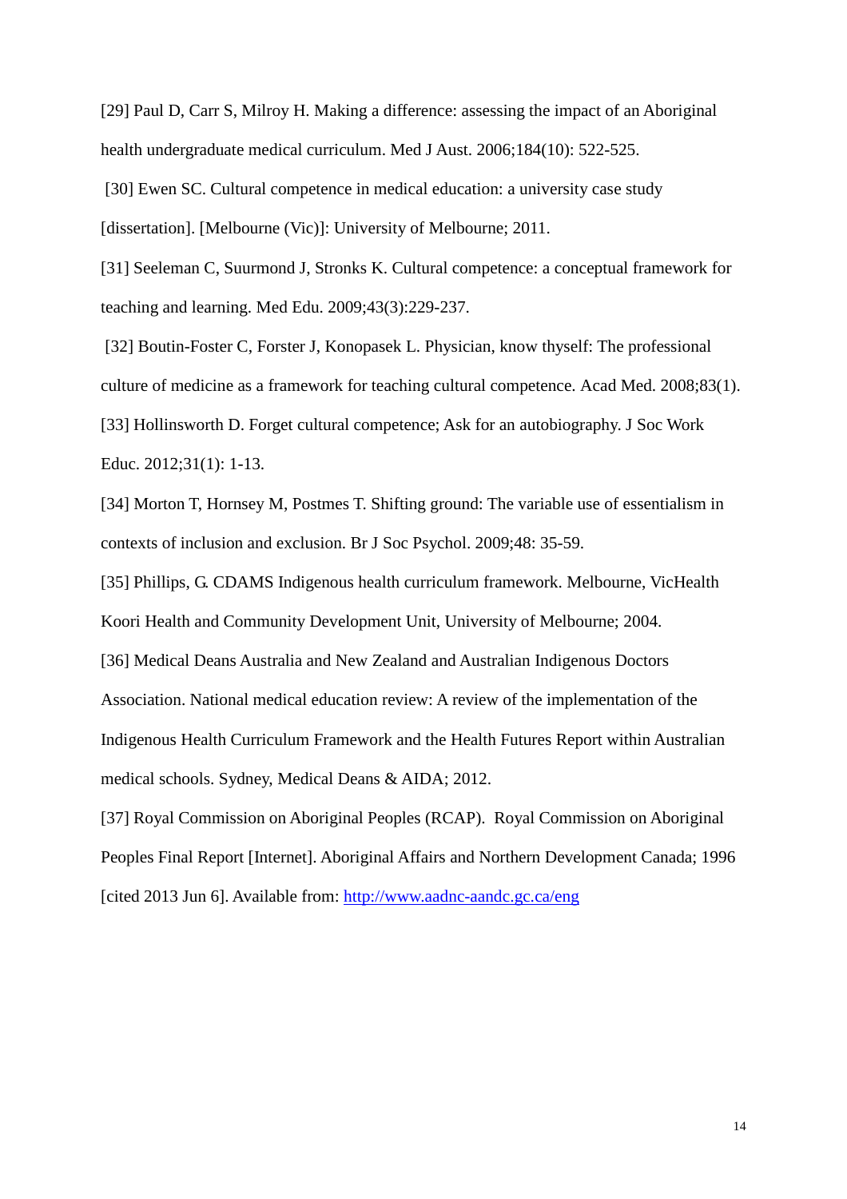[29] Paul D, Carr S, Milroy H. Making a difference: assessing the impact of an Aboriginal health undergraduate medical curriculum. Med J Aust. 2006;184(10): 522-525.

[30] Ewen SC. Cultural competence in medical education: a university case study [dissertation]. [Melbourne (Vic)]: University of Melbourne; 2011.

[31] Seeleman C, Suurmond J, Stronks K. Cultural competence: a conceptual framework for teaching and learning. Med Edu. 2009;43(3):229-237.

[32] Boutin-Foster C, Forster J, Konopasek L. Physician, know thyself: The professional culture of medicine as a framework for teaching cultural competence. Acad Med. 2008;83(1).

[33] Hollinsworth D. Forget cultural competence; Ask for an autobiography. J Soc Work Educ. 2012;31(1): 1-13.

[34] Morton T, Hornsey M, Postmes T. Shifting ground: The variable use of essentialism in contexts of inclusion and exclusion. Br J Soc Psychol. 2009;48: 35-59.

[35] Phillips, G. CDAMS Indigenous health curriculum framework. Melbourne, VicHealth Koori Health and Community Development Unit, University of Melbourne; 2004.

[36] Medical Deans Australia and New Zealand and Australian Indigenous Doctors Association. National medical education review: A review of the implementation of the Indigenous Health Curriculum Framework and the Health Futures Report within Australian medical schools. Sydney, Medical Deans & AIDA; 2012.

[37] Royal Commission on Aboriginal Peoples (RCAP). Royal Commission on Aboriginal Peoples Final Report [Internet]. Aboriginal Affairs and Northern Development Canada; 1996 [cited 2013 Jun 6]. Available from: http://www.aadnc-aandc.gc.ca/eng